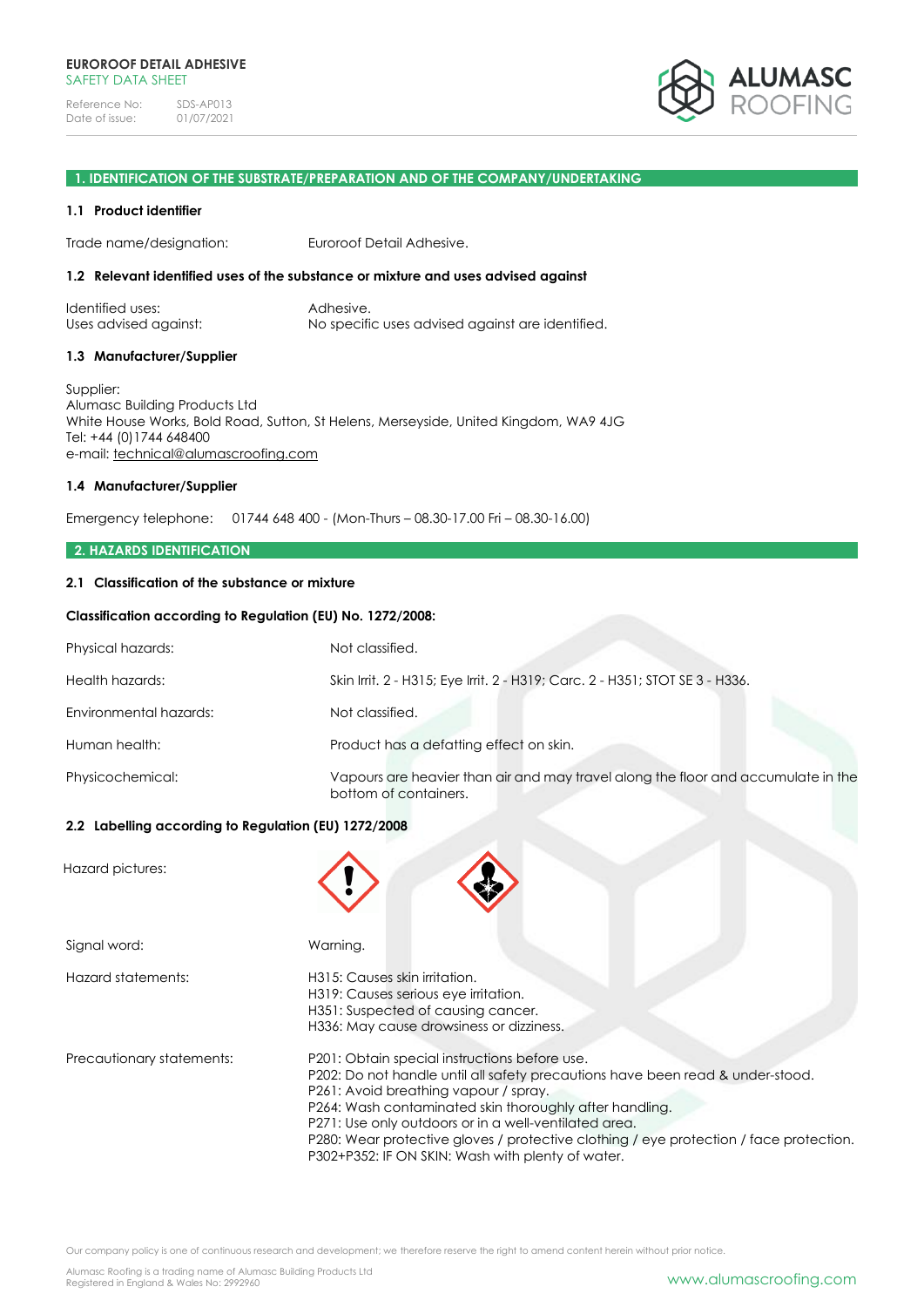**EUROROOF DETAIL ADHESIVE**
SAFETY DATA SHEET

Reference No: SDS-AP013
Date of issue: 01/07/2021

## 1. IDENTIFICATION OF THE SUBSTRATE/PREPARATION AND OF THE COMPANY/UNDERTAKING

### 1.1 Product identifier

Trade name/designation: Euroroof Detail Adhesive.

### 1.2 Relevant identified uses of the substance or mixture and uses advised against

Identified uses: Adhesive.
Uses advised against: No specific uses advised against are identified.

### 1.3 Manufacturer/Supplier

Supplier:
Alumasc Building Products Ltd
White House Works, Bold Road, Sutton, St Helens, Merseyside, United Kingdom, WA9 4JG
Tel: +44 (0)1744 648400
e-mail: technical@alumascroofing.com

### 1.4 Manufacturer/Supplier

Emergency telephone: 01744 648 400 - (Mon-Thurs – 08.30-17.00 Fri – 08.30-16.00)

## 2. HAZARDS IDENTIFICATION

### 2.1 Classification of the substance or mixture

**Classification according to Regulation (EU) No. 1272/2008:**

Physical hazards: Not classified.

Health hazards: Skin Irrit. 2 - H315; Eye Irrit. 2 - H319; Carc. 2 - H351; STOT SE 3 - H336.

Environmental hazards: Not classified.

Human health: Product has a defatting effect on skin.

Physicochemical: Vapours are heavier than air and may travel along the floor and accumulate in the bottom of containers.

### 2.2 Labelling according to Regulation (EU) 1272/2008

Hazard pictures:

Signal word: Warning.

Hazard statements:
H315: Causes skin irritation.
H319: Causes serious eye irritation.
H351: Suspected of causing cancer.
H336: May cause drowsiness or dizziness.

Precautionary statements:
P201: Obtain special instructions before use.
P202: Do not handle until all safety precautions have been read & under-stood.
P261: Avoid breathing vapour / spray.
P264: Wash contaminated skin thoroughly after handling.
P271: Use only outdoors or in a well-ventilated area.
P280: Wear protective gloves / protective clothing / eye protection / face protection.
P302+P352: IF ON SKIN: Wash with plenty of water.

Our company policy is one of continuous research and development; we therefore reserve the right to amend content herein without prior notice.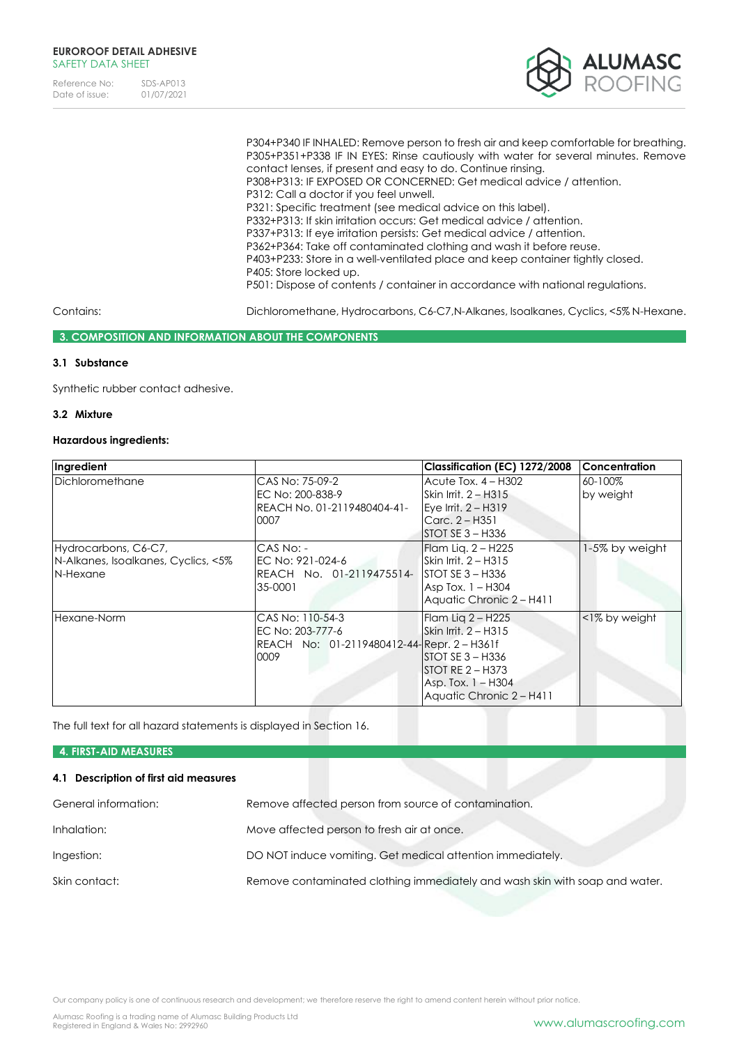P304+P340 IF INHALED: Remove person to fresh air and keep comfortable for breathing.
P305+P351+P338 IF IN EYES: Rinse cautiously with water for several minutes. Remove contact lenses, if present and easy to do. Continue rinsing.
P308+P313: IF EXPOSED OR CONCERNED: Get medical advice / attention.
P312: Call a doctor if you feel unwell.
P321: Specific treatment (see medical advice on this label).
P332+P313: If skin irritation occurs: Get medical advice / attention.
P337+P313: If eye irritation persists: Get medical advice / attention.
P362+P364: Take off contaminated clothing and wash it before reuse.
P403+P233: Store in a well-ventilated place and keep container tightly closed.
P405: Store locked up.
P501: Dispose of contents / container in accordance with national regulations.

Contains: Dichloromethane, Hydrocarbons, C6-C7,N-Alkanes, Isoalkanes, Cyclics, <5% N-Hexane.

## 3. COMPOSITION AND INFORMATION ABOUT THE COMPONENTS

### 3.1 Substance

Synthetic rubber contact adhesive.

### 3.2 Mixture

**Hazardous ingredients:**

| Ingredient | | Classification (EC) 1272/2008 | Concentration |
|---|---|---|---|
| Dichloromethane | CAS No: 75-09-2<br>EC No: 200-838-9<br>REACH No. 01-2119480404-41-0007 | Acute Tox. 4 – H302<br>Skin Irrit. 2 – H315<br>Eye Irrit. 2 – H319<br>Carc. 2 – H351<br>STOT SE 3 – H336 | 60-100% by weight |
| Hydrocarbons, C6-C7, N-Alkanes, Isoalkanes, Cyclics, <5% N-Hexane | CAS No: -<br>EC No: 921-024-6<br>REACH No. 01-2119475514-35-0001 | Flam Liq. 2 – H225<br>Skin Irrit. 2 – H315<br>STOT SE 3 – H336<br>Asp Tox. 1 – H304<br>Aquatic Chronic 2 – H411 | 1-5% by weight |
| Hexane-Norm | CAS No: 110-54-3<br>EC No: 203-777-6<br>REACH No: 01-2119480412-44-0009 | Flam Liq 2 – H225<br>Skin Irrit. 2 – H315<br>Repr. 2 – H361f<br>STOT SE 3 – H336<br>STOT RE 2 – H373<br>Asp. Tox. 1 – H304<br>Aquatic Chronic 2 – H411 | <1% by weight |

The full text for all hazard statements is displayed in Section 16.

## 4. FIRST-AID MEASURES

### 4.1 Description of first aid measures

General information: Remove affected person from source of contamination.

Inhalation: Move affected person to fresh air at once.

Ingestion: DO NOT induce vomiting. Get medical attention immediately.

Skin contact: Remove contaminated clothing immediately and wash skin with soap and water.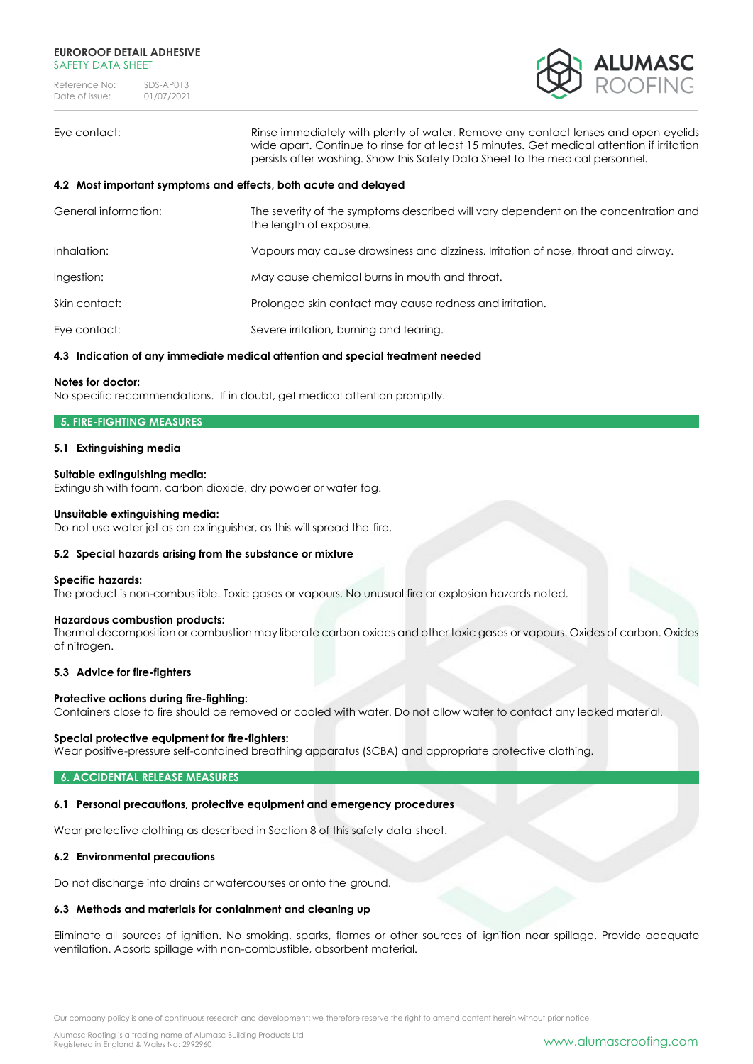| | |
|---|---|
| Eye contact: | Rinse immediately with plenty of water. Remove any contact lenses and open eyelids wide apart. Continue to rinse for at least 15 minutes. Get medical attention if irritation persists after washing. Show this Safety Data Sheet to the medical personnel. |

### 4.2 Most important symptoms and effects, both acute and delayed

| | |
|---|---|
| General information: | The severity of the symptoms described will vary dependent on the concentration and the length of exposure. |
| Inhalation: | Vapours may cause drowsiness and dizziness. Irritation of nose, throat and airway. |
| Ingestion: | May cause chemical burns in mouth and throat. |
| Skin contact: | Prolonged skin contact may cause redness and irritation. |
| Eye contact: | Severe irritation, burning and tearing. |

### 4.3 Indication of any immediate medical attention and special treatment needed

**Notes for doctor:**
No specific recommendations. If in doubt, get medical attention promptly.

## 5. FIRE-FIGHTING MEASURES

### 5.1 Extinguishing media

**Suitable extinguishing media:**
Extinguish with foam, carbon dioxide, dry powder or water fog.

**Unsuitable extinguishing media:**
Do not use water jet as an extinguisher, as this will spread the fire.

### 5.2 Special hazards arising from the substance or mixture

**Specific hazards:**
The product is non-combustible. Toxic gases or vapours. No unusual fire or explosion hazards noted.

**Hazardous combustion products:**
Thermal decomposition or combustion may liberate carbon oxides and other toxic gases or vapours. Oxides of carbon. Oxides of nitrogen.

### 5.3 Advice for fire-fighters

**Protective actions during fire-fighting:**
Containers close to fire should be removed or cooled with water. Do not allow water to contact any leaked material.

**Special protective equipment for fire-fighters:**
Wear positive-pressure self-contained breathing apparatus (SCBA) and appropriate protective clothing.

## 6. ACCIDENTAL RELEASE MEASURES

### 6.1 Personal precautions, protective equipment and emergency procedures

Wear protective clothing as described in Section 8 of this safety data sheet.

### 6.2 Environmental precautions

Do not discharge into drains or watercourses or onto the ground.

### 6.3 Methods and materials for containment and cleaning up

Eliminate all sources of ignition. No smoking, sparks, flames or other sources of ignition near spillage. Provide adequate ventilation. Absorb spillage with non-combustible, absorbent material.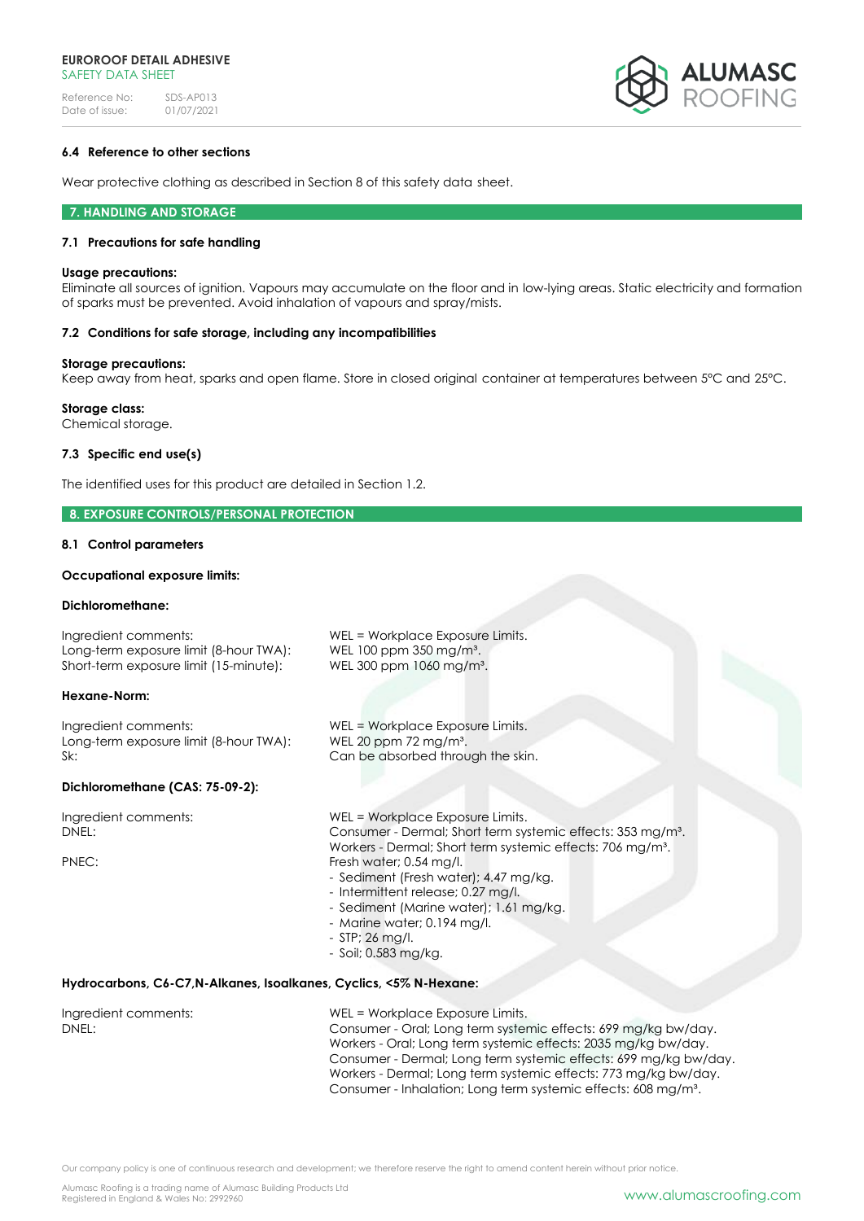### 6.4 Reference to other sections

Wear protective clothing as described in Section 8 of this safety data sheet.

## 7. HANDLING AND STORAGE

### 7.1 Precautions for safe handling

**Usage precautions:**
Eliminate all sources of ignition. Vapours may accumulate on the floor and in low-lying areas. Static electricity and formation of sparks must be prevented. Avoid inhalation of vapours and spray/mists.

### 7.2 Conditions for safe storage, including any incompatibilities

**Storage precautions:**
Keep away from heat, sparks and open flame. Store in closed original container at temperatures between 5°C and 25°C.

**Storage class:**
Chemical storage.

### 7.3 Specific end use(s)

The identified uses for this product are detailed in Section 1.2.

## 8. EXPOSURE CONTROLS/PERSONAL PROTECTION

### 8.1 Control parameters

**Occupational exposure limits:**

**Dichloromethane:**

| | |
|---|---|
| Ingredient comments: | WEL = Workplace Exposure Limits. |
| Long-term exposure limit (8-hour TWA): | WEL 100 ppm 350 mg/m³. |
| Short-term exposure limit (15-minute): | WEL 300 ppm 1060 mg/m³. |

**Hexane-Norm:**

| | |
|---|---|
| Ingredient comments: | WEL = Workplace Exposure Limits. |
| Long-term exposure limit (8-hour TWA): | WEL 20 ppm 72 mg/m³. |
| Sk: | Can be absorbed through the skin. |

**Dichloromethane (CAS: 75-09-2):**

| | |
|---|---|
| Ingredient comments: | WEL = Workplace Exposure Limits. |
| DNEL: | Consumer - Dermal; Short term systemic effects: 353 mg/m³.<br>Workers - Dermal; Short term systemic effects: 706 mg/m³. |
| PNEC: | Fresh water; 0.54 mg/l.<br>- Sediment (Fresh water); 4.47 mg/kg.<br>- Intermittent release; 0.27 mg/l.<br>- Sediment (Marine water); 1.61 mg/kg.<br>- Marine water; 0.194 mg/l.<br>- STP; 26 mg/l.<br>- Soil; 0.583 mg/kg. |

**Hydrocarbons, C6-C7,N-Alkanes, Isoalkanes, Cyclics, <5% N-Hexane:**

| | |
|---|---|
| Ingredient comments: | WEL = Workplace Exposure Limits. |
| DNEL: | Consumer - Oral; Long term systemic effects: 699 mg/kg bw/day.<br>Workers - Oral; Long term systemic effects: 2035 mg/kg bw/day.<br>Consumer - Dermal; Long term systemic effects: 699 mg/kg bw/day.<br>Workers - Dermal; Long term systemic effects: 773 mg/kg bw/day.<br>Consumer - Inhalation; Long term systemic effects: 608 mg/m³. |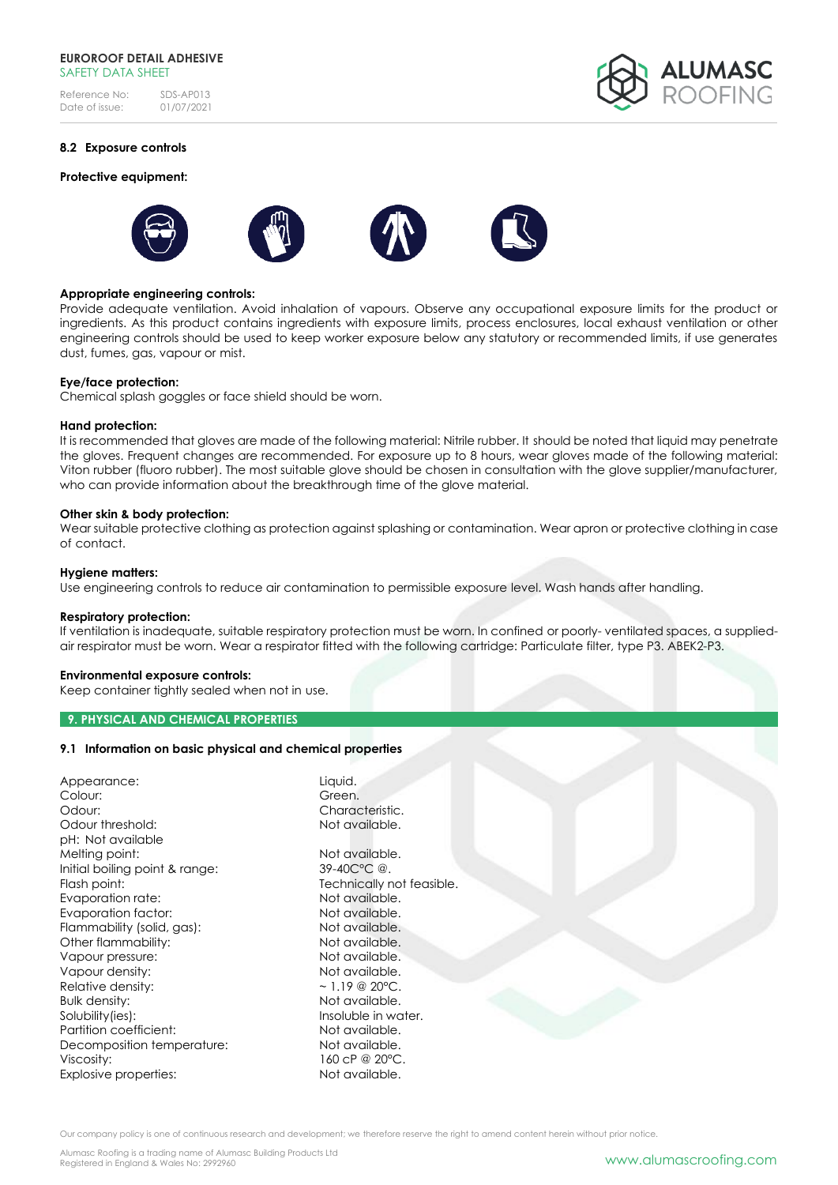### 8.2 Exposure controls

**Protective equipment:**

**Appropriate engineering controls:**
Provide adequate ventilation. Avoid inhalation of vapours. Observe any occupational exposure limits for the product or ingredients. As this product contains ingredients with exposure limits, process enclosures, local exhaust ventilation or other engineering controls should be used to keep worker exposure below any statutory or recommended limits, if use generates dust, fumes, gas, vapour or mist.

**Eye/face protection:**
Chemical splash goggles or face shield should be worn.

**Hand protection:**
It is recommended that gloves are made of the following material: Nitrile rubber. It should be noted that liquid may penetrate the gloves. Frequent changes are recommended. For exposure up to 8 hours, wear gloves made of the following material: Viton rubber (fluoro rubber). The most suitable glove should be chosen in consultation with the glove supplier/manufacturer, who can provide information about the breakthrough time of the glove material.

**Other skin & body protection:**
Wear suitable protective clothing as protection against splashing or contamination. Wear apron or protective clothing in case of contact.

**Hygiene matters:**
Use engineering controls to reduce air contamination to permissible exposure level. Wash hands after handling.

**Respiratory protection:**
If ventilation is inadequate, suitable respiratory protection must be worn. In confined or poorly- ventilated spaces, a supplied-air respirator must be worn. Wear a respirator fitted with the following cartridge: Particulate filter, type P3. ABEK2-P3.

**Environmental exposure controls:**
Keep container tightly sealed when not in use.

## 9. PHYSICAL AND CHEMICAL PROPERTIES

### 9.1 Information on basic physical and chemical properties

| | |
|---|---|
| Appearance: | Liquid. |
| Colour: | Green. |
| Odour: | Characteristic. |
| Odour threshold: | Not available. |
| pH: Not available | |
| Melting point: | Not available. |
| Initial boiling point & range: | 39-40C°C @. |
| Flash point: | Technically not feasible. |
| Evaporation rate: | Not available. |
| Evaporation factor: | Not available. |
| Flammability (solid, gas): | Not available. |
| Other flammability: | Not available. |
| Vapour pressure: | Not available. |
| Vapour density: | Not available. |
| Relative density: | ~ 1.19 @ 20°C. |
| Bulk density: | Not available. |
| Solubility(ies): | Insoluble in water. |
| Partition coefficient: | Not available. |
| Decomposition temperature: | Not available. |
| Viscosity: | 160 cP @ 20°C. |
| Explosive properties: | Not available. |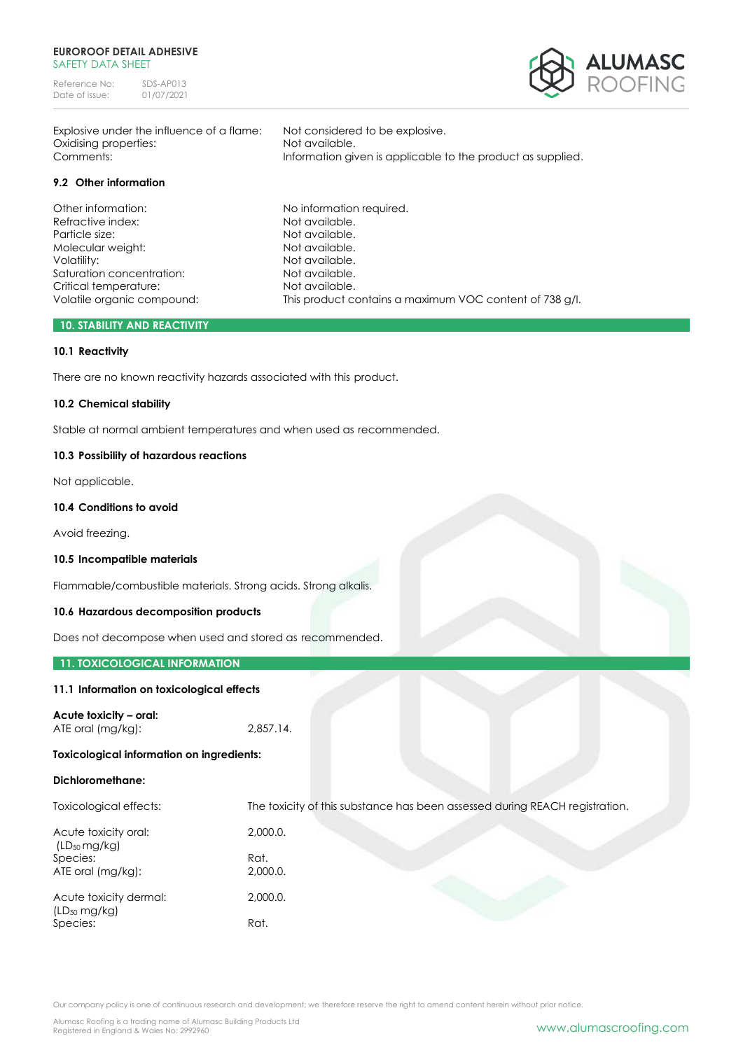Explosive under the influence of a flame: Not considered to be explosive.
Oxidising properties: Not available.
Comments: Information given is applicable to the product as supplied.

### 9.2 Other information

| | |
|---|---|
| Other information: | No information required. |
| Refractive index: | Not available. |
| Particle size: | Not available. |
| Molecular weight: | Not available. |
| Volatility: | Not available. |
| Saturation concentration: | Not available. |
| Critical temperature: | Not available. |
| Volatile organic compound: | This product contains a maximum VOC content of 738 g/l. |

## 10. STABILITY AND REACTIVITY

### 10.1 Reactivity

There are no known reactivity hazards associated with this product.

### 10.2 Chemical stability

Stable at normal ambient temperatures and when used as recommended.

### 10.3 Possibility of hazardous reactions

Not applicable.

### 10.4 Conditions to avoid

Avoid freezing.

### 10.5 Incompatible materials

Flammable/combustible materials. Strong acids. Strong alkalis.

### 10.6 Hazardous decomposition products

Does not decompose when used and stored as recommended.

## 11. TOXICOLOGICAL INFORMATION

### 11.1 Information on toxicological effects

**Acute toxicity – oral:**
ATE oral (mg/kg): 2,857.14.

**Toxicological information on ingredients:**

**Dichloromethane:**

Toxicological effects: The toxicity of this substance has been assessed during REACH registration.

Acute toxicity oral: ($LD_{50}$ mg/kg) 2,000.0.
Species: Rat.
ATE oral (mg/kg): 2,000.0.

Acute toxicity dermal: ($LD_{50}$ mg/kg) 2,000.0.
Species: Rat.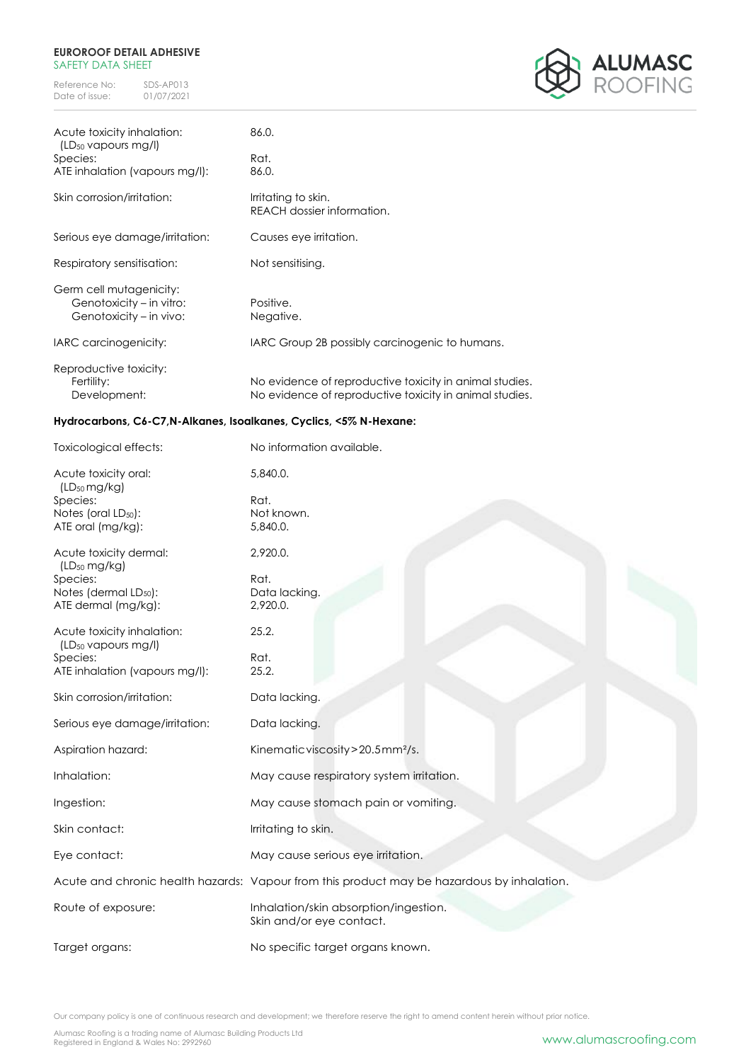Acute toxicity inhalation: ($LD_{50}$ vapours mg/l): 86.0.

Species: Rat.

ATE inhalation (vapours mg/l): 86.0.

Skin corrosion/irritation: Irritating to skin. REACH dossier information.

Serious eye damage/irritation: Causes eye irritation.

Respiratory sensitisation: Not sensitising.

Germ cell mutagenicity:

- Genotoxicity – in vitro: Positive.
- Genotoxicity – in vivo: Negative.

IARC carcinogenicity: IARC Group 2B possibly carcinogenic to humans.

Reproductive toxicity:

- Fertility: No evidence of reproductive toxicity in animal studies.
- Development: No evidence of reproductive toxicity in animal studies.

**Hydrocarbons, C6-C7,N-Alkanes, Isoalkanes, Cyclics, <5% N-Hexane:**

Toxicological effects: No information available.

Acute toxicity oral: ($LD_{50}$ mg/kg): 5,840.0.

Species: Rat.

Notes (oral $LD_{50}$): Not known.

ATE oral (mg/kg): 5,840.0.

Acute toxicity dermal: ($LD_{50}$ mg/kg): 2,920.0.

Species: Rat.

Notes (dermal $LD_{50}$): Data lacking.

ATE dermal (mg/kg): 2,920.0.

Acute toxicity inhalation: ($LD_{50}$ vapours mg/l): 25.2.

Species: Rat.

ATE inhalation (vapours mg/l): 25.2.

Skin corrosion/irritation: Data lacking.

Serious eye damage/irritation: Data lacking.

Aspiration hazard: Kinematic viscosity > 20.5 $mm^2/s$.

Inhalation: May cause respiratory system irritation.

Ingestion: May cause stomach pain or vomiting.

Skin contact: Irritating to skin.

Eye contact: May cause serious eye irritation.

Acute and chronic health hazards: Vapour from this product may be hazardous by inhalation.

Route of exposure: Inhalation/skin absorption/ingestion. Skin and/or eye contact.

Target organs: No specific target organs known.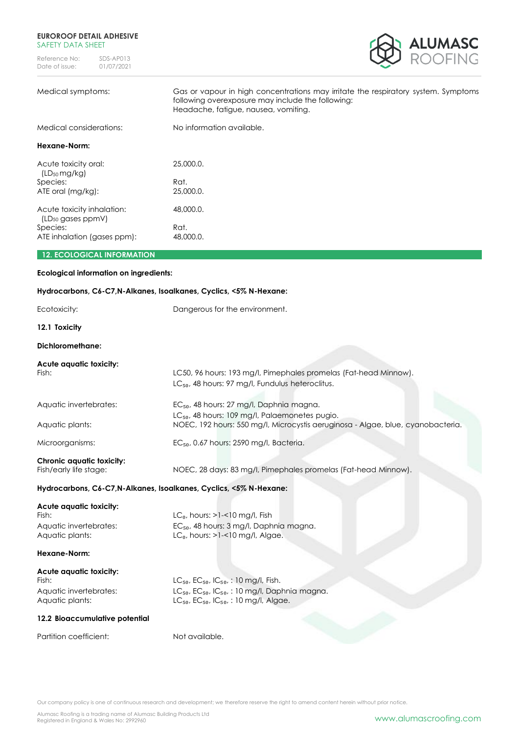| | |
|---|---|
| Medical symptoms: | Gas or vapour in high concentrations may irritate the respiratory system. Symptoms following overexposure may include the following: Headache, fatigue, nausea, vomiting. |
| Medical considerations: | No information available. |

**Hexane-Norm:**

| | |
|---|---|
| Acute toxicity oral: ($LD_{50}$ mg/kg) | 25,000.0. |
| Species: | Rat. |
| ATE oral (mg/kg): | 25,000.0. |
| Acute toxicity inhalation: ($LD_{50}$ gases ppmV) | 48,000.0. |
| Species: | Rat. |
| ATE inhalation (gases ppm): | 48,000.0. |

## 12. ECOLOGICAL INFORMATION

**Ecological information on ingredients:**

**Hydrocarbons, C6-C7,N-Alkanes, Isoalkanes, Cyclics, <5% N-Hexane:**

| | |
|---|---|
| Ecotoxicity: | Dangerous for the environment. |

### 12.1 Toxicity

**Dichloromethane:**

**Acute aquatic toxicity:**

| | |
|---|---|
| Fish: | LC50, 96 hours: 193 mg/l, Pimephales promelas (Fat-head Minnow). $LC_{50}$, 48 hours: 97 mg/l, Fundulus heteroclitus. |
| Aquatic invertebrates: | $EC_{50}$, 48 hours: 27 mg/l, Daphnia magna. $LC_{50}$, 48 hours: 109 mg/l, Palaemonetes pugio. |
| Aquatic plants: | NOEC, 192 hours: 550 mg/l, Microcystis aeruginosa - Algae, blue, cyanobacteria. |
| Microorganisms: | $EC_{50}$, 0.67 hours: 2590 mg/l, Bacteria. |

**Chronic aquatic toxicity:**

| | |
|---|---|
| Fish/early life stage: | NOEC, 28 days: 83 mg/l, Pimephales promelas (Fat-head Minnow). |

**Hydrocarbons, C6-C7,N-Alkanes, Isoalkanes, Cyclics, <5% N-Hexane:**

**Acute aquatic toxicity:**

| | |
|---|---|
| Fish: | $LC_0$, hours: >1-<10 mg/l, Fish |
| Aquatic invertebrates: | $EC_{50}$, 48 hours: 3 mg/l, Daphnia magna. |
| Aquatic plants: | $LC_0$, hours: >1-<10 mg/l, Algae. |

**Hexane-Norm:**

**Acute aquatic toxicity:**

| | |
|---|---|
| Fish: | $LC_{50}$, $EC_{50}$, $IC_{50}$, : 10 mg/l, Fish. |
| Aquatic invertebrates: | $LC_{50}$, $EC_{50}$, $IC_{50}$, : 10 mg/l, Daphnia magna. |
| Aquatic plants: | $LC_{50}$, $EC_{50}$, $IC_{50}$, : 10 mg/l, Algae. |

### 12.2 Bioaccumulative potential

| | |
|---|---|
| Partition coefficient: | Not available. |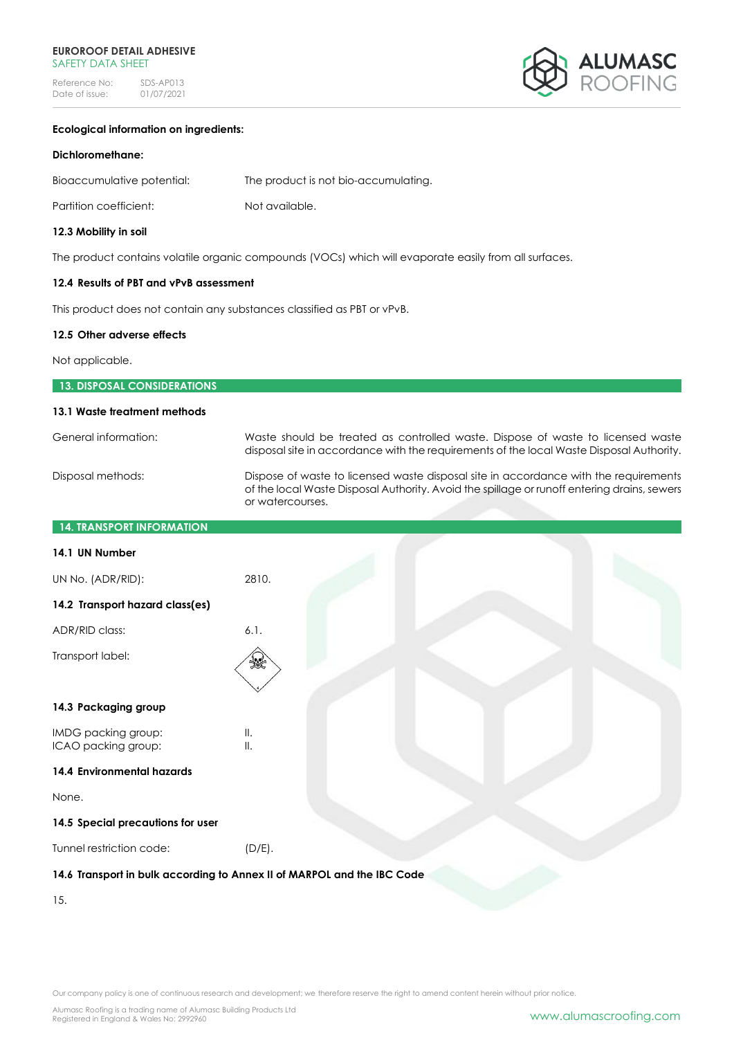**Ecological information on ingredients:**

**Dichloromethane:**

Bioaccumulative potential: The product is not bio-accumulating.

Partition coefficient: Not available.

**12.3 Mobility in soil**

The product contains volatile organic compounds (VOCs) which will evaporate easily from all surfaces.

**12.4 Results of PBT and vPvB assessment**

This product does not contain any substances classified as PBT or vPvB.

**12.5 Other adverse effects**

Not applicable.

## 13. DISPOSAL CONSIDERATIONS

**13.1 Waste treatment methods**

General information: Waste should be treated as controlled waste. Dispose of waste to licensed waste disposal site in accordance with the requirements of the local Waste Disposal Authority.

Disposal methods: Dispose of waste to licensed waste disposal site in accordance with the requirements of the local Waste Disposal Authority. Avoid the spillage or runoff entering drains, sewers or watercourses.

## 14. TRANSPORT INFORMATION

**14.1 UN Number**

UN No. (ADR/RID): 2810.

**14.2 Transport hazard class(es)**

ADR/RID class: 6.1.

Transport label:

**14.3 Packaging group**

IMDG packing group: II.
ICAO packing group: II.

**14.4 Environmental hazards**

None.

**14.5 Special precautions for user**

Tunnel restriction code: (D/E).

**14.6 Transport in bulk according to Annex II of MARPOL and the IBC Code**

15.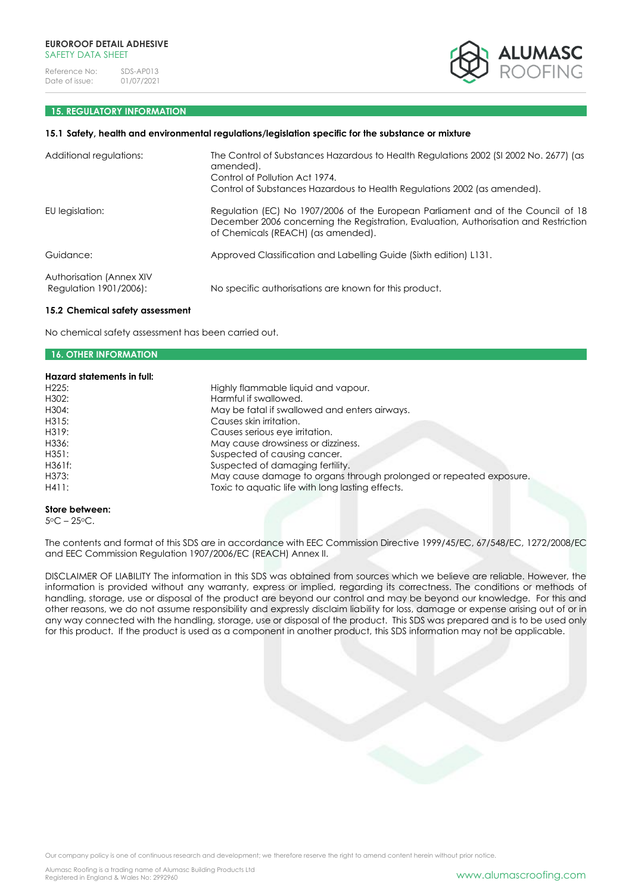## 15. REGULATORY INFORMATION

### 15.1 Safety, health and environmental regulations/legislation specific for the substance or mixture

| | |
|---|---|
| Additional regulations: | The Control of Substances Hazardous to Health Regulations 2002 (SI 2002 No. 2677) (as amended).<br>Control of Pollution Act 1974.<br>Control of Substances Hazardous to Health Regulations 2002 (as amended). |
| EU legislation: | Regulation (EC) No 1907/2006 of the European Parliament and of the Council of 18 December 2006 concerning the Registration, Evaluation, Authorisation and Restriction of Chemicals (REACH) (as amended). |
| Guidance: | Approved Classification and Labelling Guide (Sixth edition) L131. |
| Authorisation (Annex XIV Regulation 1901/2006): | No specific authorisations are known for this product. |

### 15.2 Chemical safety assessment

No chemical safety assessment has been carried out.

## 16. OTHER INFORMATION

**Hazard statements in full:**

| | |
|---|---|
| H225: | Highly flammable liquid and vapour. |
| H302: | Harmful if swallowed. |
| H304: | May be fatal if swallowed and enters airways. |
| H315: | Causes skin irritation. |
| H319: | Causes serious eye irritation. |
| H336: | May cause drowsiness or dizziness. |
| H351: | Suspected of causing cancer. |
| H361f: | Suspected of damaging fertility. |
| H373: | May cause damage to organs through prolonged or repeated exposure. |
| H411: | Toxic to aquatic life with long lasting effects. |

**Store between:**
5°C – 25°C.

The contents and format of this SDS are in accordance with EEC Commission Directive 1999/45/EC, 67/548/EC, 1272/2008/EC and EEC Commission Regulation 1907/2006/EC (REACH) Annex II.

DISCLAIMER OF LIABILITY The information in this SDS was obtained from sources which we believe are reliable. However, the information is provided without any warranty, express or implied, regarding its correctness. The conditions or methods of handling, storage, use or disposal of the product are beyond our control and may be beyond our knowledge. For this and other reasons, we do not assume responsibility and expressly disclaim liability for loss, damage or expense arising out of or in any way connected with the handling, storage, use or disposal of the product. This SDS was prepared and is to be used only for this product. If the product is used as a component in another product, this SDS information may not be applicable.